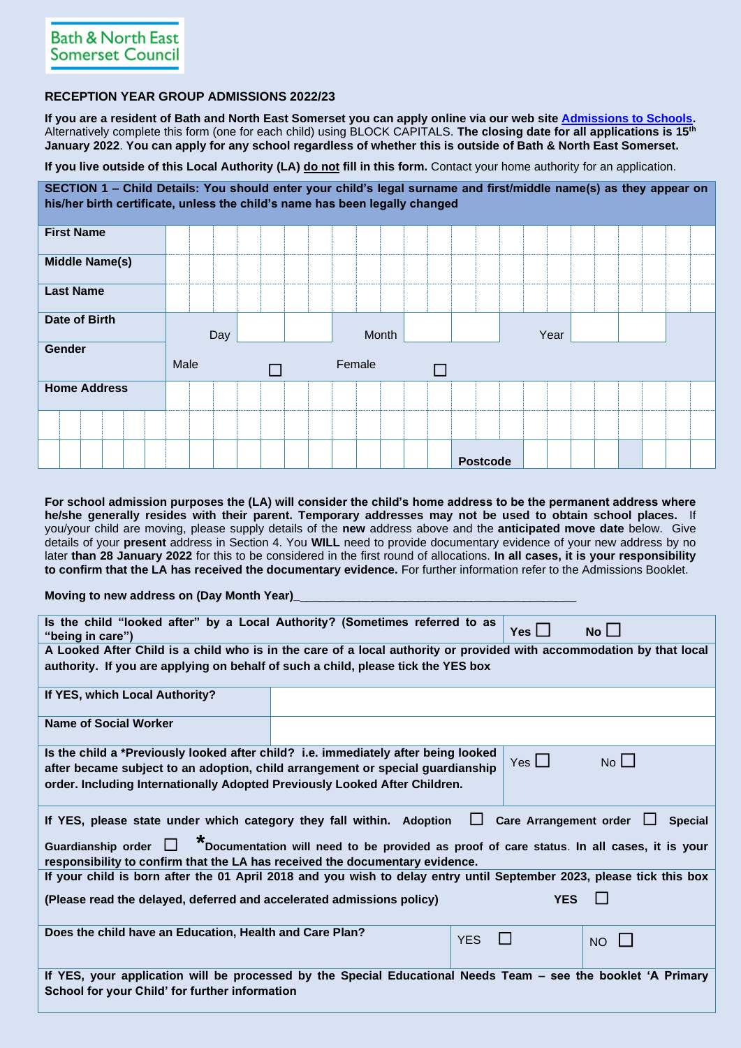Bath & North East Somerset Council

## RECEPTION YEAR GROUP ADMISSIONS 2022/23

**If you are a resident of Bath and North East Somerset you can apply online via our web site Admissions to Schools.** Alternatively complete this form (one for each child) using BLOCK CAPITALS. **The closing date for all applications is 15th January 2022. You can apply for any school regardless of whether this is outside of Bath & North East Somerset.**

**If you live outside of this Local Authority (LA) do not fill in this form.** Contact your home authority for an application.

**SECTION 1 – Child Details: You should enter your child's legal surname and first/middle name(s) as they appear on his/her birth certificate, unless the child's name has been legally changed**

| | |
|---|---|
| **First Name** | |
| **Middle Name(s)** | |
| **Last Name** | |
| **Date of Birth** | Day ☐☐ Month ☐☐ Year ☐☐ |
| **Gender** | Male ☐ Female ☐ |
| **Home Address** | |
| | |
| | **Postcode** |

**For school admission purposes the (LA) will consider the child's home address to be the permanent address where he/she generally resides with their parent. Temporary addresses may not be used to obtain school places.** If you/your child are moving, please supply details of the **new** address above and the **anticipated move date** below. Give details of your **present** address in Section 4. You **WILL** need to provide documentary evidence of your new address by no later **than 28 January 2022** for this to be considered in the first round of allocations. **In all cases, it is your responsibility to confirm that the LA has received the documentary evidence.** For further information refer to the Admissions Booklet.

**Moving to new address on (Day Month Year)**___________________________________________

| | |
|---|---|
| **Is the child "looked after" by a Local Authority? (Sometimes referred to as "being in care")** | **Yes** ☐ **No** ☐ |
| **A Looked After Child is a child who is in the care of a local authority or provided with accommodation by that local authority. If you are applying on behalf of such a child, please tick the YES box** | |
| **If YES, which Local Authority?** | |
| **Name of Social Worker** | |
| **Is the child a *Previously looked after child? i.e. immediately after being looked after became subject to an adoption, child arrangement or special guardianship order. Including Internationally Adopted Previously Looked After Children.** | Yes ☐ No ☐ |
| **If YES, please state under which category they fall within. Adoption ☐ Care Arrangement order ☐ Special Guardianship order ☐ *Documentation will need to be provided as proof of care status. In all cases, it is your responsibility to confirm that the LA has received the documentary evidence.** | |
| **If your child is born after the 01 April 2018 and you wish to delay entry until September 2023, please tick this box (Please read the delayed, deferred and accelerated admissions policy)** | **YES** ☐ |
| **Does the child have an Education, Health and Care Plan?** | YES ☐ NO ☐ |
| **If YES, your application will be processed by the Special Educational Needs Team – see the booklet 'A Primary School for your Child' for further information** | |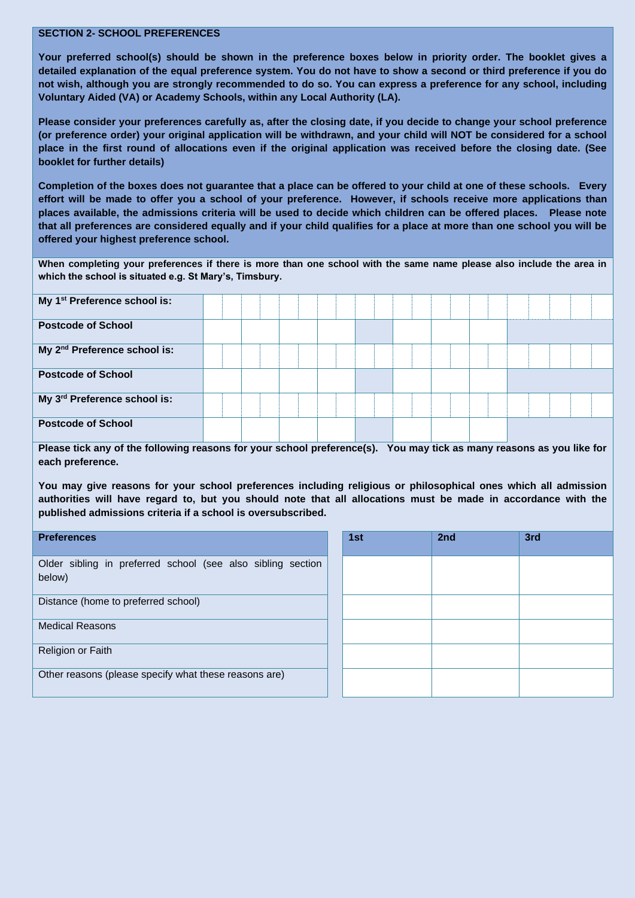## SECTION 2- SCHOOL PREFERENCES

**Your preferred school(s) should be shown in the preference boxes below in priority order. The booklet gives a detailed explanation of the equal preference system. You do not have to show a second or third preference if you do not wish, although you are strongly recommended to do so. You can express a preference for any school, including Voluntary Aided (VA) or Academy Schools, within any Local Authority (LA).**

**Please consider your preferences carefully as, after the closing date, if you decide to change your school preference (or preference order) your original application will be withdrawn, and your child will NOT be considered for a school place in the first round of allocations even if the original application was received before the closing date. (See booklet for further details)**

**Completion of the boxes does not guarantee that a place can be offered to your child at one of these schools. Every effort will be made to offer you a school of your preference. However, if schools receive more applications than places available, the admissions criteria will be used to decide which children can be offered places. Please note that all preferences are considered equally and if your child qualifies for a place at more than one school you will be offered your highest preference school.**

**When completing your preferences if there is more than one school with the same name please also include the area in which the school is situated e.g. St Mary's, Timsbury.**

| | |
|---|---|
| **My 1st Preference school is:** | |
| **Postcode of School** | |
| **My 2nd Preference school is:** | |
| **Postcode of School** | |
| **My 3rd Preference school is:** | |
| **Postcode of School** | |

**Please tick any of the following reasons for your school preference(s). You may tick as many reasons as you like for each preference.**

**You may give reasons for your school preferences including religious or philosophical ones which all admission authorities will have regard to, but you should note that all allocations must be made in accordance with the published admissions criteria if a school is oversubscribed.**

| **Preferences** | **1st** | **2nd** | **3rd** |
|---|---|---|---|
| Older sibling in preferred school (see also sibling section below) | | | |
| Distance (home to preferred school) | | | |
| Medical Reasons | | | |
| Religion or Faith | | | |
| Other reasons (please specify what these reasons are) | | | |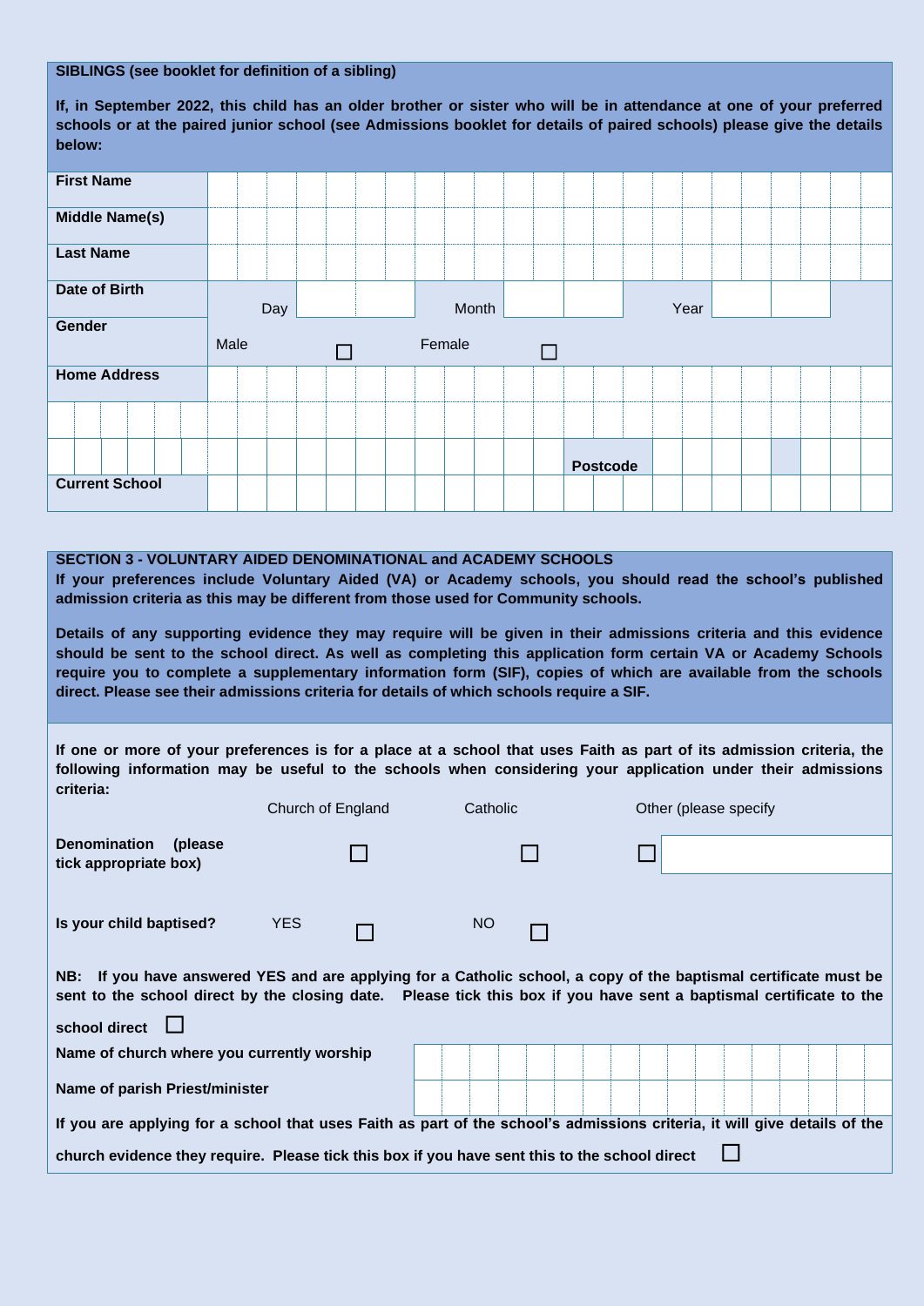**SIBLINGS (see booklet for definition of a sibling)**

**If, in September 2022, this child has an older brother or sister who will be in attendance at one of your preferred schools or at the paired junior school (see Admissions booklet for details of paired schools) please give the details below:**

| | | | | | | |
|---|---|---|---|---|---|---|
| **First Name** | | | | | | |
| **Middle Name(s)** | | | | | | |
| **Last Name** | | | | | | |
| **Date of Birth** | Day | | Month | | Year | |
| **Gender** | Male | ☐ | Female | ☐ | | |
| **Home Address** | | | | | | |
| | | | | | | |
| | | | | | **Postcode** | |
| **Current School** | | | | | | |

**SECTION 3 - VOLUNTARY AIDED DENOMINATIONAL and ACADEMY SCHOOLS**

**If your preferences include Voluntary Aided (VA) or Academy schools, you should read the school's published admission criteria as this may be different from those used for Community schools.**

**Details of any supporting evidence they may require will be given in their admissions criteria and this evidence should be sent to the school direct. As well as completing this application form certain VA or Academy Schools require you to complete a supplementary information form (SIF), copies of which are available from the schools direct. Please see their admissions criteria for details of which schools require a SIF.**

**If one or more of your preferences is for a place at a school that uses Faith as part of its admission criteria, the following information may be useful to the schools when considering your application under their admissions criteria:**

| | Church of England | Catholic | Other (please specify |
|---|---|---|---|
| **Denomination (please tick appropriate box)** | ☐ | ☐ | ☐ |

**Is your child baptised?** YES ☐ NO ☐

**NB: If you have answered YES and are applying for a Catholic school, a copy of the baptismal certificate must be sent to the school direct by the closing date. Please tick this box if you have sent a baptismal certificate to the school direct** ☐

| | |
|---|---|
| **Name of church where you currently worship** | |
| **Name of parish Priest/minister** | |

**If you are applying for a school that uses Faith as part of the school's admissions criteria, it will give details of the church evidence they require. Please tick this box if you have sent this to the school direct** ☐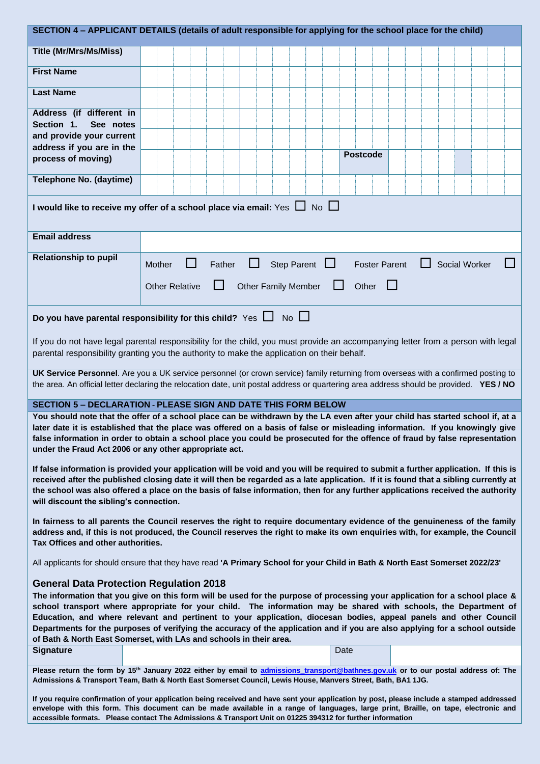## SECTION 4 – APPLICANT DETAILS (details of adult responsible for applying for the school place for the child)

| | |
|---|---|
| **Title (Mr/Mrs/Ms/Miss)** | |
| **First Name** | |
| **Last Name** | |
| **Address (if different in Section 1. See notes and provide your current address if you are in the process of moving)** | **Postcode** |
| **Telephone No. (daytime)** | |

**I would like to receive my offer of a school place via email:** Yes ☐ No ☐

| | |
|---|---|
| **Email address** | |
| **Relationship to pupil** | Mother ☐ Father ☐ Step Parent ☐ Foster Parent ☐ Social Worker ☐ Other Relative ☐ Other Family Member ☐ Other ☐ |

**Do you have parental responsibility for this child?** Yes ☐ No ☐

If you do not have legal parental responsibility for the child, you must provide an accompanying letter from a person with legal parental responsibility granting you the authority to make the application on their behalf.

**UK Service Personnel**. Are you a UK service personnel (or crown service) family returning from overseas with a confirmed posting to the area. An official letter declaring the relocation date, unit postal address or quartering area address should be provided. **YES / NO**

## SECTION 5 – DECLARATION - PLEASE SIGN AND DATE THIS FORM BELOW

**You should note that the offer of a school place can be withdrawn by the LA even after your child has started school if, at a later date it is established that the place was offered on a basis of false or misleading information. If you knowingly give false information in order to obtain a school place you could be prosecuted for the offence of fraud by false representation under the Fraud Act 2006 or any other appropriate act.**

**If false information is provided your application will be void and you will be required to submit a further application. If this is received after the published closing date it will then be regarded as a late application. If it is found that a sibling currently at the school was also offered a place on the basis of false information, then for any further applications received the authority will discount the sibling's connection.**

**In fairness to all parents the Council reserves the right to require documentary evidence of the genuineness of the family address and, if this is not produced, the Council reserves the right to make its own enquiries with, for example, the Council Tax Offices and other authorities.**

All applicants for should ensure that they have read **'A Primary School for your Child in Bath & North East Somerset 2022/23'**

### General Data Protection Regulation 2018

**The information that you give on this form will be used for the purpose of processing your application for a school place & school transport where appropriate for your child. The information may be shared with schools, the Department of Education, and where relevant and pertinent to your application, diocesan bodies, appeal panels and other Council Departments for the purposes of verifying the accuracy of the application and if you are also applying for a school outside of Bath & North East Somerset, with LAs and schools in their area.**

| | | | |
|---|---|---|---|
| **Signature** | | Date | |

**Please return the form by 15th January 2022 either by email to admissions_transport@bathnes.gov.uk or to our postal address of: The Admissions & Transport Team, Bath & North East Somerset Council, Lewis House, Manvers Street, Bath, BA1 1JG.**

**If you require confirmation of your application being received and have sent your application by post, please include a stamped addressed envelope with this form. This document can be made available in a range of languages, large print, Braille, on tape, electronic and accessible formats. Please contact The Admissions & Transport Unit on 01225 394312 for further information**